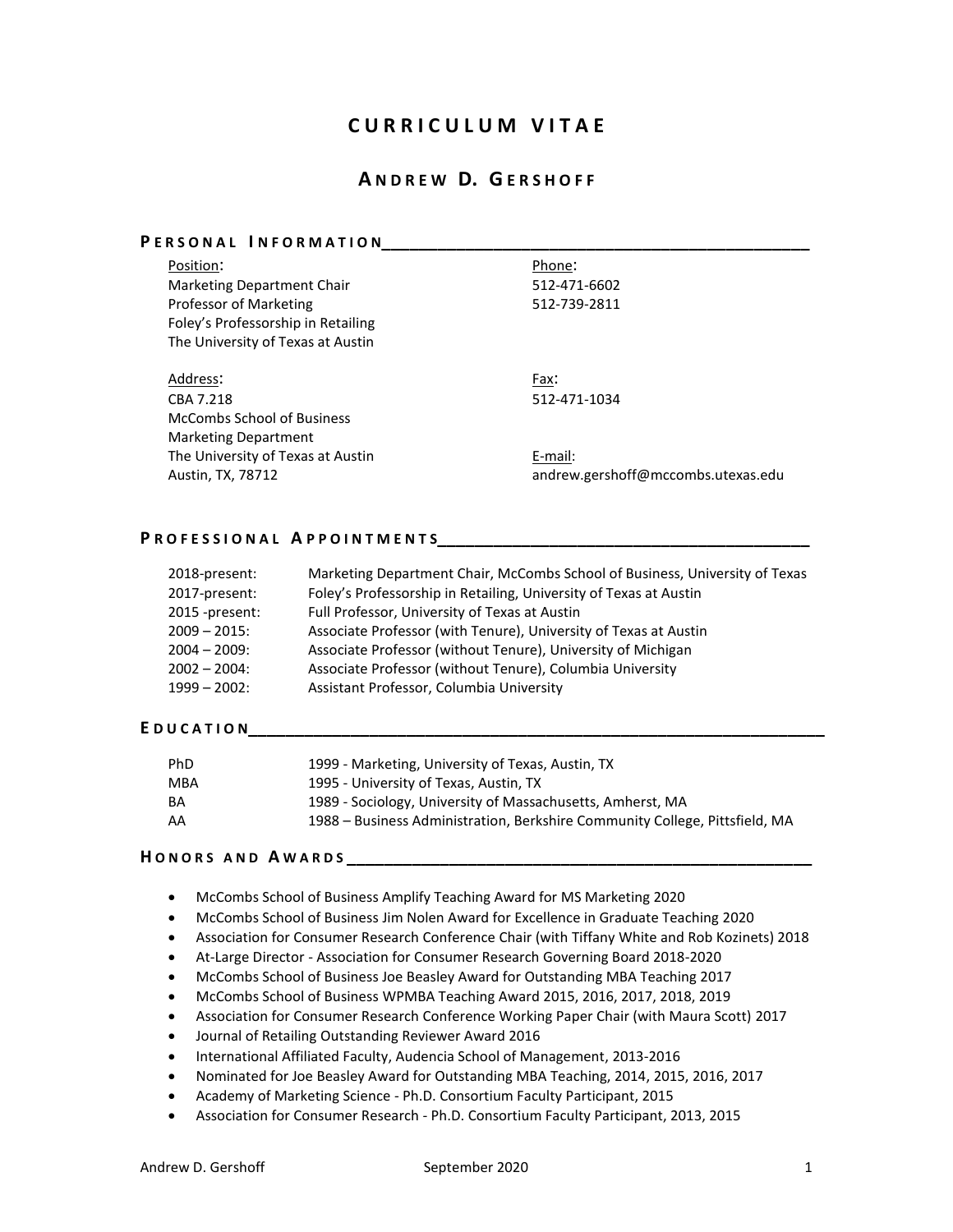# CURRICULUM VITAE

## ANDREW D. GERSHOFF

### PERSONAL INFORMATION

Position:
Marketing Department Chair
Professor of Marketing
Foley's Professorship in Retailing
The University of Texas at Austin

Phone:
512-471-6602
512-739-2811

Address:
CBA 7.218
McCombs School of Business
Marketing Department
The University of Texas at Austin
Austin, TX, 78712

Fax:
512-471-1034

E-mail:
andrew.gershoff@mccombs.utexas.edu

### PROFESSIONAL APPOINTMENTS

| | |
|---|---|
| 2018-present: | Marketing Department Chair, McCombs School of Business, University of Texas |
| 2017-present: | Foley's Professorship in Retailing, University of Texas at Austin |
| 2015 -present: | Full Professor, University of Texas at Austin |
| 2009 – 2015: | Associate Professor (with Tenure), University of Texas at Austin |
| 2004 – 2009: | Associate Professor (without Tenure), University of Michigan |
| 2002 – 2004: | Associate Professor (without Tenure), Columbia University |
| 1999 – 2002: | Assistant Professor, Columbia University |

### EDUCATION

| | |
|---|---|
| PhD | 1999 - Marketing, University of Texas, Austin, TX |
| MBA | 1995 - University of Texas, Austin, TX |
| BA | 1989 - Sociology, University of Massachusetts, Amherst, MA |
| AA | 1988 – Business Administration, Berkshire Community College, Pittsfield, MA |

### HONORS AND AWARDS

- McCombs School of Business Amplify Teaching Award for MS Marketing 2020
- McCombs School of Business Jim Nolen Award for Excellence in Graduate Teaching 2020
- Association for Consumer Research Conference Chair (with Tiffany White and Rob Kozinets) 2018
- At-Large Director - Association for Consumer Research Governing Board 2018-2020
- McCombs School of Business Joe Beasley Award for Outstanding MBA Teaching 2017
- McCombs School of Business WPMBA Teaching Award 2015, 2016, 2017, 2018, 2019
- Association for Consumer Research Conference Working Paper Chair (with Maura Scott) 2017
- Journal of Retailing Outstanding Reviewer Award 2016
- International Affiliated Faculty, Audencia School of Management, 2013-2016
- Nominated for Joe Beasley Award for Outstanding MBA Teaching, 2014, 2015, 2016, 2017
- Academy of Marketing Science - Ph.D. Consortium Faculty Participant, 2015
- Association for Consumer Research - Ph.D. Consortium Faculty Participant, 2013, 2015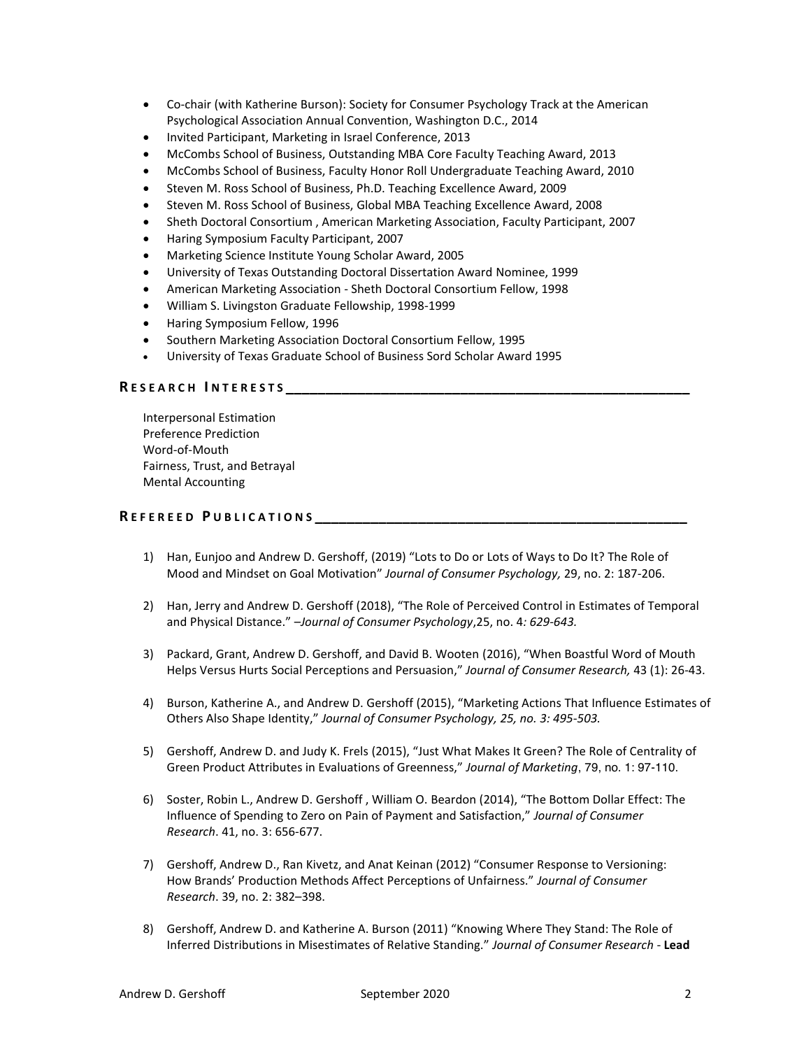- Co-chair (with Katherine Burson): Society for Consumer Psychology Track at the American Psychological Association Annual Convention, Washington D.C., 2014
- Invited Participant, Marketing in Israel Conference, 2013
- McCombs School of Business, Outstanding MBA Core Faculty Teaching Award, 2013
- McCombs School of Business, Faculty Honor Roll Undergraduate Teaching Award, 2010
- Steven M. Ross School of Business, Ph.D. Teaching Excellence Award, 2009
- Steven M. Ross School of Business, Global MBA Teaching Excellence Award, 2008
- Sheth Doctoral Consortium , American Marketing Association, Faculty Participant, 2007
- Haring Symposium Faculty Participant, 2007
- Marketing Science Institute Young Scholar Award, 2005
- University of Texas Outstanding Doctoral Dissertation Award Nominee, 1999
- American Marketing Association - Sheth Doctoral Consortium Fellow, 1998
- William S. Livingston Graduate Fellowship, 1998-1999
- Haring Symposium Fellow, 1996
- Southern Marketing Association Doctoral Consortium Fellow, 1995
- University of Texas Graduate School of Business Sord Scholar Award 1995

## RESEARCH INTERESTS

Interpersonal Estimation
Preference Prediction
Word-of-Mouth
Fairness, Trust, and Betrayal
Mental Accounting

## REFEREED PUBLICATIONS

1) Han, Eunjoo and Andrew D. Gershoff, (2019) "Lots to Do or Lots of Ways to Do It? The Role of Mood and Mindset on Goal Motivation" *Journal of Consumer Psychology,* 29, no. 2: 187-206.

2) Han, Jerry and Andrew D. Gershoff (2018), "The Role of Perceived Control in Estimates of Temporal and Physical Distance." –*Journal of Consumer Psychology*,25, no. 4*: 629-643.*

3) Packard, Grant, Andrew D. Gershoff, and David B. Wooten (2016), "When Boastful Word of Mouth Helps Versus Hurts Social Perceptions and Persuasion," *Journal of Consumer Research,* 43 (1): 26-43.

4) Burson, Katherine A., and Andrew D. Gershoff (2015), "Marketing Actions That Influence Estimates of Others Also Shape Identity," *Journal of Consumer Psychology, 25, no. 3: 495-503.*

5) Gershoff, Andrew D. and Judy K. Frels (2015), "Just What Makes It Green? The Role of Centrality of Green Product Attributes in Evaluations of Greenness," *Journal of Marketing*, 79, no. 1: 97-110.

6) Soster, Robin L., Andrew D. Gershoff , William O. Beardon (2014), "The Bottom Dollar Effect: The Influence of Spending to Zero on Pain of Payment and Satisfaction," *Journal of Consumer Research*. 41, no. 3: 656-677.

7) Gershoff, Andrew D., Ran Kivetz, and Anat Keinan (2012) "Consumer Response to Versioning: How Brands' Production Methods Affect Perceptions of Unfairness." *Journal of Consumer Research*. 39, no. 2: 382–398.

8) Gershoff, Andrew D. and Katherine A. Burson (2011) "Knowing Where They Stand: The Role of Inferred Distributions in Misestimates of Relative Standing." *Journal of Consumer Research* - **Lead**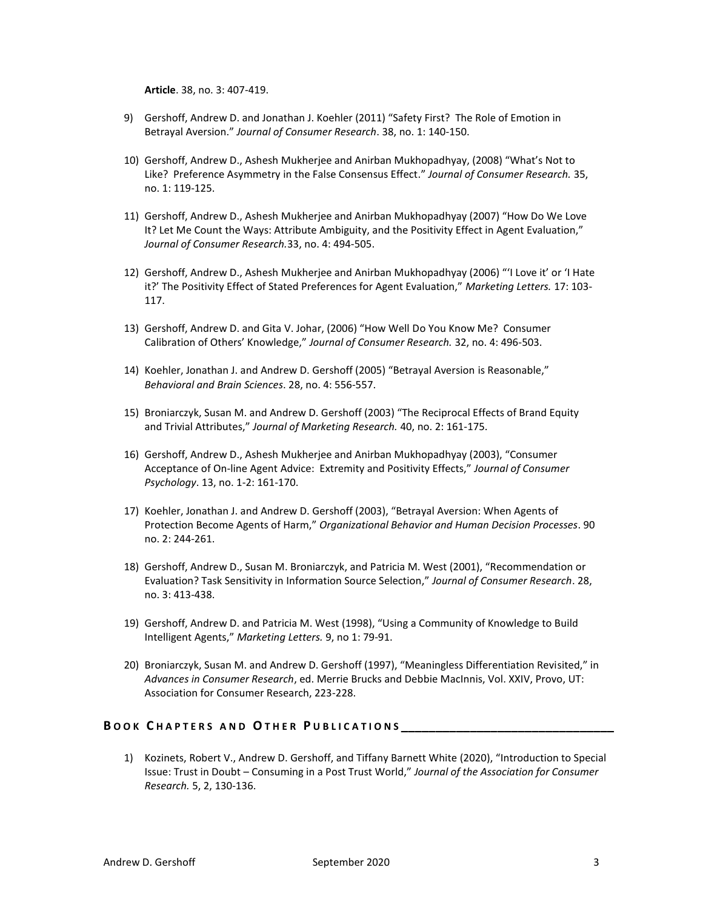**Article**. 38, no. 3: 407-419.

9) Gershoff, Andrew D. and Jonathan J. Koehler (2011) "Safety First? The Role of Emotion in Betrayal Aversion." *Journal of Consumer Research*. 38, no. 1: 140-150.

10) Gershoff, Andrew D., Ashesh Mukherjee and Anirban Mukhopadhyay, (2008) "What's Not to Like? Preference Asymmetry in the False Consensus Effect." *Journal of Consumer Research.* 35, no. 1: 119-125.

11) Gershoff, Andrew D., Ashesh Mukherjee and Anirban Mukhopadhyay (2007) "How Do We Love It? Let Me Count the Ways: Attribute Ambiguity, and the Positivity Effect in Agent Evaluation," *Journal of Consumer Research.*33, no. 4: 494-505.

12) Gershoff, Andrew D., Ashesh Mukherjee and Anirban Mukhopadhyay (2006) "'I Love it' or 'I Hate it?' The Positivity Effect of Stated Preferences for Agent Evaluation," *Marketing Letters.* 17: 103-117.

13) Gershoff, Andrew D. and Gita V. Johar, (2006) "How Well Do You Know Me? Consumer Calibration of Others' Knowledge," *Journal of Consumer Research.* 32, no. 4: 496-503.

14) Koehler, Jonathan J. and Andrew D. Gershoff (2005) "Betrayal Aversion is Reasonable," *Behavioral and Brain Sciences*. 28, no. 4: 556-557.

15) Broniarczyk, Susan M. and Andrew D. Gershoff (2003) "The Reciprocal Effects of Brand Equity and Trivial Attributes," *Journal of Marketing Research.* 40, no. 2: 161-175.

16) Gershoff, Andrew D., Ashesh Mukherjee and Anirban Mukhopadhyay (2003), "Consumer Acceptance of On-line Agent Advice: Extremity and Positivity Effects," *Journal of Consumer Psychology*. 13, no. 1-2: 161-170.

17) Koehler, Jonathan J. and Andrew D. Gershoff (2003), "Betrayal Aversion: When Agents of Protection Become Agents of Harm," *Organizational Behavior and Human Decision Processes*. 90 no. 2: 244-261.

18) Gershoff, Andrew D., Susan M. Broniarczyk, and Patricia M. West (2001), "Recommendation or Evaluation? Task Sensitivity in Information Source Selection," *Journal of Consumer Research*. 28, no. 3: 413-438.

19) Gershoff, Andrew D. and Patricia M. West (1998), "Using a Community of Knowledge to Build Intelligent Agents," *Marketing Letters.* 9, no 1: 79-91.

20) Broniarczyk, Susan M. and Andrew D. Gershoff (1997), "Meaningless Differentiation Revisited," in *Advances in Consumer Research*, ed. Merrie Brucks and Debbie MacInnis, Vol. XXIV, Provo, UT: Association for Consumer Research, 223-228.

## BOOK CHAPTERS AND OTHER PUBLICATIONS

1) Kozinets, Robert V., Andrew D. Gershoff, and Tiffany Barnett White (2020), "Introduction to Special Issue: Trust in Doubt – Consuming in a Post Trust World," *Journal of the Association for Consumer Research.* 5, 2, 130-136.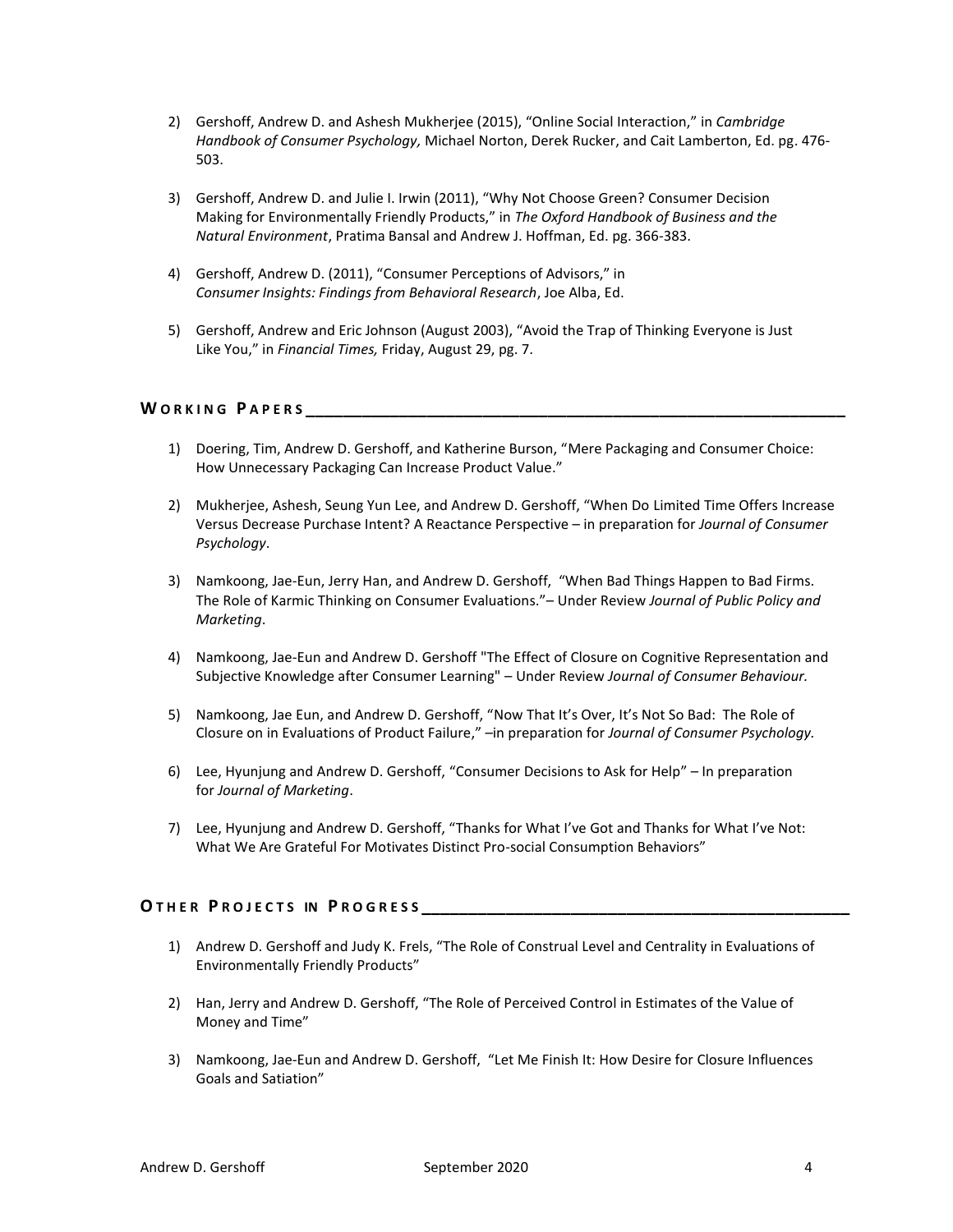2) Gershoff, Andrew D. and Ashesh Mukherjee (2015), "Online Social Interaction," in *Cambridge Handbook of Consumer Psychology,* Michael Norton, Derek Rucker, and Cait Lamberton, Ed. pg. 476-503.

3) Gershoff, Andrew D. and Julie I. Irwin (2011), "Why Not Choose Green? Consumer Decision Making for Environmentally Friendly Products," in *The Oxford Handbook of Business and the Natural Environment*, Pratima Bansal and Andrew J. Hoffman, Ed. pg. 366-383.

4) Gershoff, Andrew D. (2011), "Consumer Perceptions of Advisors," in *Consumer Insights: Findings from Behavioral Research*, Joe Alba, Ed.

5) Gershoff, Andrew and Eric Johnson (August 2003), "Avoid the Trap of Thinking Everyone is Just Like You," in *Financial Times,* Friday, August 29, pg. 7.

## WORKING PAPERS

1) Doering, Tim, Andrew D. Gershoff, and Katherine Burson, "Mere Packaging and Consumer Choice: How Unnecessary Packaging Can Increase Product Value."

2) Mukherjee, Ashesh, Seung Yun Lee, and Andrew D. Gershoff, "When Do Limited Time Offers Increase Versus Decrease Purchase Intent? A Reactance Perspective – in preparation for *Journal of Consumer Psychology*.

3) Namkoong, Jae-Eun, Jerry Han, and Andrew D. Gershoff, "When Bad Things Happen to Bad Firms. The Role of Karmic Thinking on Consumer Evaluations."– Under Review *Journal of Public Policy and Marketing*.

4) Namkoong, Jae-Eun and Andrew D. Gershoff "The Effect of Closure on Cognitive Representation and Subjective Knowledge after Consumer Learning" – Under Review *Journal of Consumer Behaviour.*

5) Namkoong, Jae Eun, and Andrew D. Gershoff, "Now That It's Over, It's Not So Bad: The Role of Closure on in Evaluations of Product Failure," –in preparation for *Journal of Consumer Psychology.*

6) Lee, Hyunjung and Andrew D. Gershoff, "Consumer Decisions to Ask for Help" – In preparation for *Journal of Marketing*.

7) Lee, Hyunjung and Andrew D. Gershoff, "Thanks for What I've Got and Thanks for What I've Not: What We Are Grateful For Motivates Distinct Pro-social Consumption Behaviors"

## OTHER PROJECTS IN PROGRESS

1) Andrew D. Gershoff and Judy K. Frels, "The Role of Construal Level and Centrality in Evaluations of Environmentally Friendly Products"

2) Han, Jerry and Andrew D. Gershoff, "The Role of Perceived Control in Estimates of the Value of Money and Time"

3) Namkoong, Jae-Eun and Andrew D. Gershoff, "Let Me Finish It: How Desire for Closure Influences Goals and Satiation"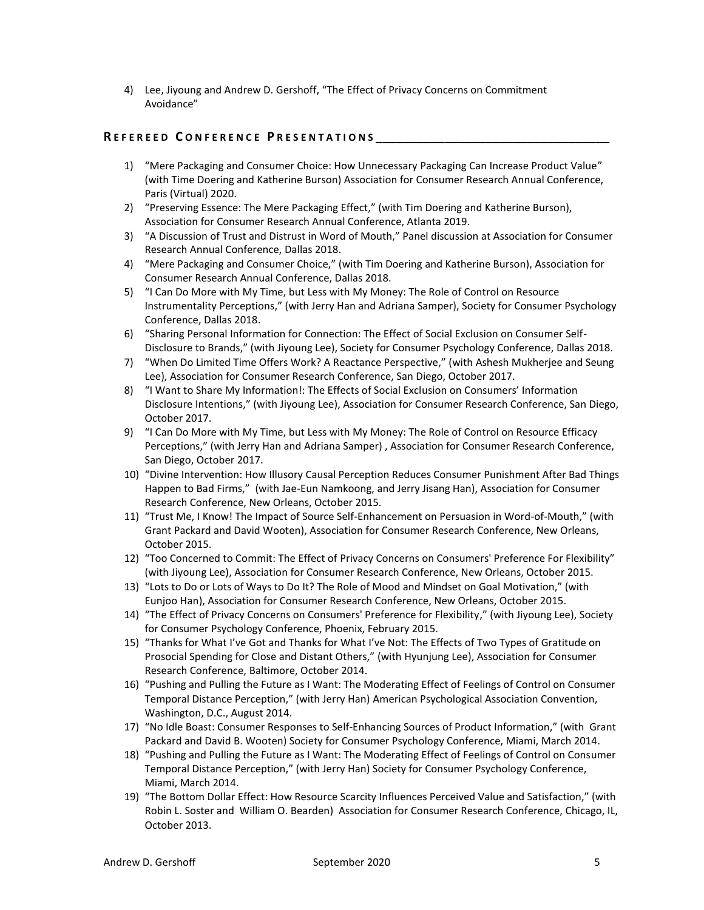4) Lee, Jiyoung and Andrew D. Gershoff, "The Effect of Privacy Concerns on Commitment Avoidance"

## Refereed Conference Presentations

1) "Mere Packaging and Consumer Choice: How Unnecessary Packaging Can Increase Product Value" (with Time Doering and Katherine Burson) Association for Consumer Research Annual Conference, Paris (Virtual) 2020.
2) "Preserving Essence: The Mere Packaging Effect," (with Tim Doering and Katherine Burson), Association for Consumer Research Annual Conference, Atlanta 2019.
3) "A Discussion of Trust and Distrust in Word of Mouth," Panel discussion at Association for Consumer Research Annual Conference, Dallas 2018.
4) "Mere Packaging and Consumer Choice," (with Tim Doering and Katherine Burson), Association for Consumer Research Annual Conference, Dallas 2018.
5) "I Can Do More with My Time, but Less with My Money: The Role of Control on Resource Instrumentality Perceptions," (with Jerry Han and Adriana Samper), Society for Consumer Psychology Conference, Dallas 2018.
6) "Sharing Personal Information for Connection: The Effect of Social Exclusion on Consumer Self-Disclosure to Brands," (with Jiyoung Lee), Society for Consumer Psychology Conference, Dallas 2018.
7) "When Do Limited Time Offers Work? A Reactance Perspective," (with Ashesh Mukherjee and Seung Lee), Association for Consumer Research Conference, San Diego, October 2017.
8) "I Want to Share My Information!: The Effects of Social Exclusion on Consumers' Information Disclosure Intentions," (with Jiyoung Lee), Association for Consumer Research Conference, San Diego, October 2017.
9) "I Can Do More with My Time, but Less with My Money: The Role of Control on Resource Efficacy Perceptions," (with Jerry Han and Adriana Samper) , Association for Consumer Research Conference, San Diego, October 2017.
10) "Divine Intervention: How Illusory Causal Perception Reduces Consumer Punishment After Bad Things Happen to Bad Firms," (with Jae-Eun Namkoong, and Jerry Jisang Han), Association for Consumer Research Conference, New Orleans, October 2015.
11) "Trust Me, I Know! The Impact of Source Self-Enhancement on Persuasion in Word-of-Mouth," (with Grant Packard and David Wooten), Association for Consumer Research Conference, New Orleans, October 2015.
12) "Too Concerned to Commit: The Effect of Privacy Concerns on Consumers' Preference For Flexibility" (with Jiyoung Lee), Association for Consumer Research Conference, New Orleans, October 2015.
13) "Lots to Do or Lots of Ways to Do It? The Role of Mood and Mindset on Goal Motivation," (with Eunjoo Han), Association for Consumer Research Conference, New Orleans, October 2015.
14) "The Effect of Privacy Concerns on Consumers' Preference for Flexibility," (with Jiyoung Lee), Society for Consumer Psychology Conference, Phoenix, February 2015.
15) "Thanks for What I've Got and Thanks for What I've Not: The Effects of Two Types of Gratitude on Prosocial Spending for Close and Distant Others," (with Hyunjung Lee), Association for Consumer Research Conference, Baltimore, October 2014.
16) "Pushing and Pulling the Future as I Want: The Moderating Effect of Feelings of Control on Consumer Temporal Distance Perception," (with Jerry Han) American Psychological Association Convention, Washington, D.C., August 2014.
17) "No Idle Boast: Consumer Responses to Self-Enhancing Sources of Product Information," (with Grant Packard and David B. Wooten) Society for Consumer Psychology Conference, Miami, March 2014.
18) "Pushing and Pulling the Future as I Want: The Moderating Effect of Feelings of Control on Consumer Temporal Distance Perception," (with Jerry Han) Society for Consumer Psychology Conference, Miami, March 2014.
19) "The Bottom Dollar Effect: How Resource Scarcity Influences Perceived Value and Satisfaction," (with Robin L. Soster and William O. Bearden) Association for Consumer Research Conference, Chicago, IL, October 2013.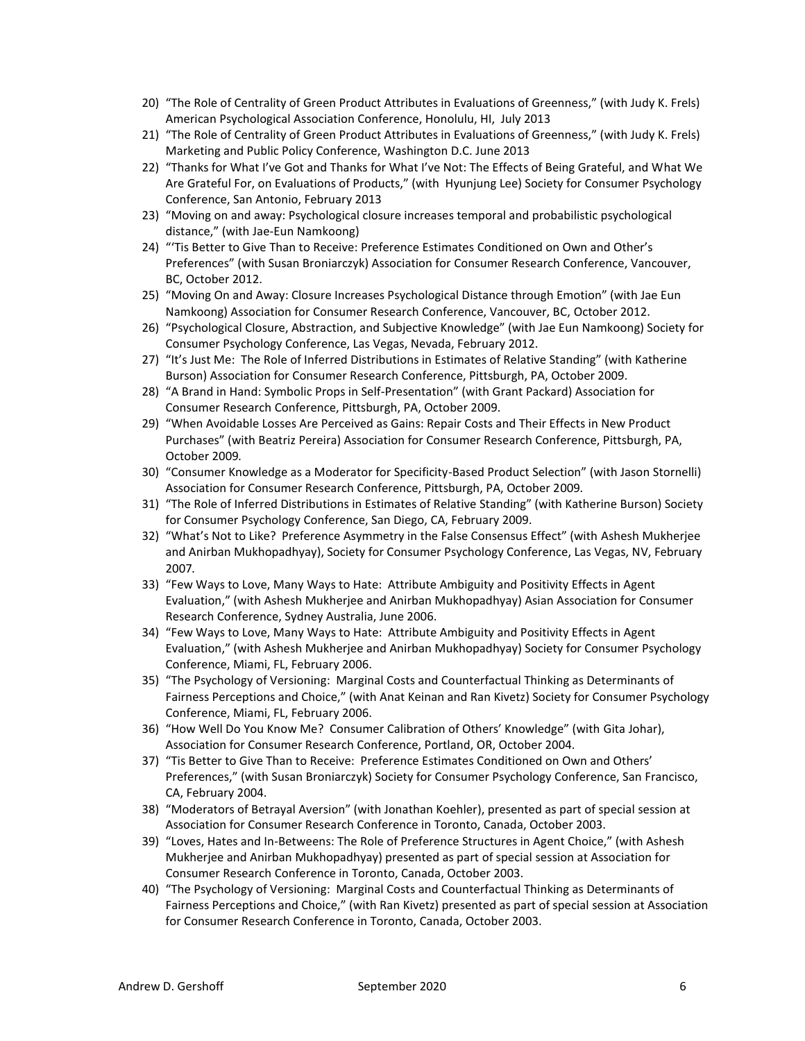20) "The Role of Centrality of Green Product Attributes in Evaluations of Greenness," (with Judy K. Frels) American Psychological Association Conference, Honolulu, HI, July 2013
21) "The Role of Centrality of Green Product Attributes in Evaluations of Greenness," (with Judy K. Frels) Marketing and Public Policy Conference, Washington D.C. June 2013
22) "Thanks for What I've Got and Thanks for What I've Not: The Effects of Being Grateful, and What We Are Grateful For, on Evaluations of Products," (with Hyunjung Lee) Society for Consumer Psychology Conference, San Antonio, February 2013
23) "Moving on and away: Psychological closure increases temporal and probabilistic psychological distance," (with Jae-Eun Namkoong)
24) "'Tis Better to Give Than to Receive: Preference Estimates Conditioned on Own and Other's Preferences" (with Susan Broniarczyk) Association for Consumer Research Conference, Vancouver, BC, October 2012.
25) "Moving On and Away: Closure Increases Psychological Distance through Emotion" (with Jae Eun Namkoong) Association for Consumer Research Conference, Vancouver, BC, October 2012.
26) "Psychological Closure, Abstraction, and Subjective Knowledge" (with Jae Eun Namkoong) Society for Consumer Psychology Conference, Las Vegas, Nevada, February 2012.
27) "It's Just Me: The Role of Inferred Distributions in Estimates of Relative Standing" (with Katherine Burson) Association for Consumer Research Conference, Pittsburgh, PA, October 2009.
28) "A Brand in Hand: Symbolic Props in Self-Presentation" (with Grant Packard) Association for Consumer Research Conference, Pittsburgh, PA, October 2009.
29) "When Avoidable Losses Are Perceived as Gains: Repair Costs and Their Effects in New Product Purchases" (with Beatriz Pereira) Association for Consumer Research Conference, Pittsburgh, PA, October 2009.
30) "Consumer Knowledge as a Moderator for Specificity-Based Product Selection" (with Jason Stornelli) Association for Consumer Research Conference, Pittsburgh, PA, October 2009.
31) "The Role of Inferred Distributions in Estimates of Relative Standing" (with Katherine Burson) Society for Consumer Psychology Conference, San Diego, CA, February 2009.
32) "What's Not to Like? Preference Asymmetry in the False Consensus Effect" (with Ashesh Mukherjee and Anirban Mukhopadhyay), Society for Consumer Psychology Conference, Las Vegas, NV, February 2007.
33) "Few Ways to Love, Many Ways to Hate: Attribute Ambiguity and Positivity Effects in Agent Evaluation," (with Ashesh Mukherjee and Anirban Mukhopadhyay) Asian Association for Consumer Research Conference, Sydney Australia, June 2006.
34) "Few Ways to Love, Many Ways to Hate: Attribute Ambiguity and Positivity Effects in Agent Evaluation," (with Ashesh Mukherjee and Anirban Mukhopadhyay) Society for Consumer Psychology Conference, Miami, FL, February 2006.
35) "The Psychology of Versioning: Marginal Costs and Counterfactual Thinking as Determinants of Fairness Perceptions and Choice," (with Anat Keinan and Ran Kivetz) Society for Consumer Psychology Conference, Miami, FL, February 2006.
36) "How Well Do You Know Me? Consumer Calibration of Others' Knowledge" (with Gita Johar), Association for Consumer Research Conference, Portland, OR, October 2004.
37) "Tis Better to Give Than to Receive: Preference Estimates Conditioned on Own and Others' Preferences," (with Susan Broniarczyk) Society for Consumer Psychology Conference, San Francisco, CA, February 2004.
38) "Moderators of Betrayal Aversion" (with Jonathan Koehler), presented as part of special session at Association for Consumer Research Conference in Toronto, Canada, October 2003.
39) "Loves, Hates and In-Betweens: The Role of Preference Structures in Agent Choice," (with Ashesh Mukherjee and Anirban Mukhopadhyay) presented as part of special session at Association for Consumer Research Conference in Toronto, Canada, October 2003.
40) "The Psychology of Versioning: Marginal Costs and Counterfactual Thinking as Determinants of Fairness Perceptions and Choice," (with Ran Kivetz) presented as part of special session at Association for Consumer Research Conference in Toronto, Canada, October 2003.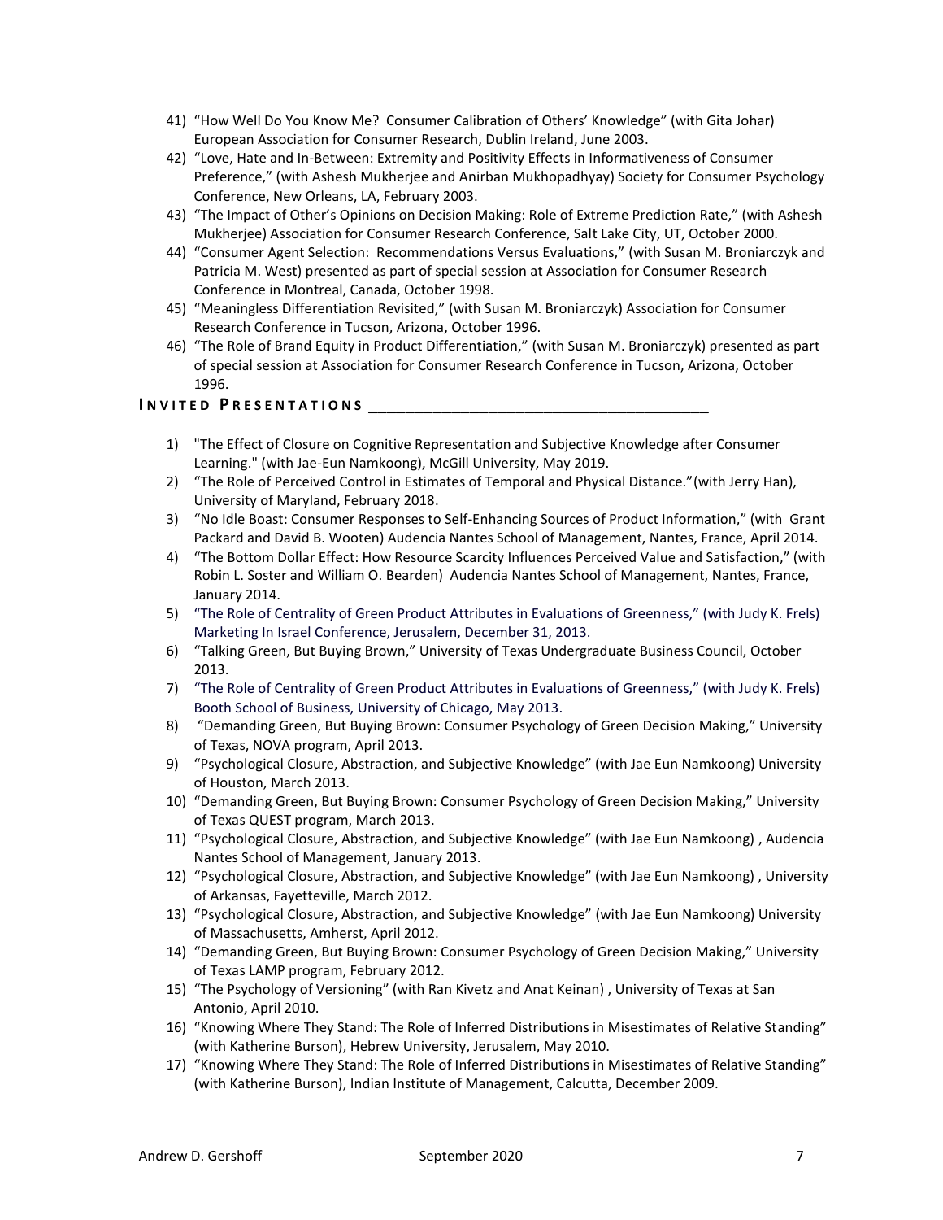41) "How Well Do You Know Me? Consumer Calibration of Others' Knowledge" (with Gita Johar) European Association for Consumer Research, Dublin Ireland, June 2003.
42) "Love, Hate and In-Between: Extremity and Positivity Effects in Informativeness of Consumer Preference," (with Ashesh Mukherjee and Anirban Mukhopadhyay) Society for Consumer Psychology Conference, New Orleans, LA, February 2003.
43) "The Impact of Other's Opinions on Decision Making: Role of Extreme Prediction Rate," (with Ashesh Mukherjee) Association for Consumer Research Conference, Salt Lake City, UT, October 2000.
44) "Consumer Agent Selection: Recommendations Versus Evaluations," (with Susan M. Broniarczyk and Patricia M. West) presented as part of special session at Association for Consumer Research Conference in Montreal, Canada, October 1998.
45) "Meaningless Differentiation Revisited," (with Susan M. Broniarczyk) Association for Consumer Research Conference in Tucson, Arizona, October 1996.
46) "The Role of Brand Equity in Product Differentiation," (with Susan M. Broniarczyk) presented as part of special session at Association for Consumer Research Conference in Tucson, Arizona, October 1996.

## INVITED PRESENTATIONS

1) "The Effect of Closure on Cognitive Representation and Subjective Knowledge after Consumer Learning." (with Jae-Eun Namkoong), McGill University, May 2019.
2) "The Role of Perceived Control in Estimates of Temporal and Physical Distance."(with Jerry Han), University of Maryland, February 2018.
3) "No Idle Boast: Consumer Responses to Self-Enhancing Sources of Product Information," (with Grant Packard and David B. Wooten) Audencia Nantes School of Management, Nantes, France, April 2014.
4) "The Bottom Dollar Effect: How Resource Scarcity Influences Perceived Value and Satisfaction," (with Robin L. Soster and William O. Bearden) Audencia Nantes School of Management, Nantes, France, January 2014.
5) "The Role of Centrality of Green Product Attributes in Evaluations of Greenness," (with Judy K. Frels) Marketing In Israel Conference, Jerusalem, December 31, 2013.
6) "Talking Green, But Buying Brown," University of Texas Undergraduate Business Council, October 2013.
7) "The Role of Centrality of Green Product Attributes in Evaluations of Greenness," (with Judy K. Frels) Booth School of Business, University of Chicago, May 2013.
8) "Demanding Green, But Buying Brown: Consumer Psychology of Green Decision Making," University of Texas, NOVA program, April 2013.
9) "Psychological Closure, Abstraction, and Subjective Knowledge" (with Jae Eun Namkoong) University of Houston, March 2013.
10) "Demanding Green, But Buying Brown: Consumer Psychology of Green Decision Making," University of Texas QUEST program, March 2013.
11) "Psychological Closure, Abstraction, and Subjective Knowledge" (with Jae Eun Namkoong) , Audencia Nantes School of Management, January 2013.
12) "Psychological Closure, Abstraction, and Subjective Knowledge" (with Jae Eun Namkoong) , University of Arkansas, Fayetteville, March 2012.
13) "Psychological Closure, Abstraction, and Subjective Knowledge" (with Jae Eun Namkoong) University of Massachusetts, Amherst, April 2012.
14) "Demanding Green, But Buying Brown: Consumer Psychology of Green Decision Making," University of Texas LAMP program, February 2012.
15) "The Psychology of Versioning" (with Ran Kivetz and Anat Keinan) , University of Texas at San Antonio, April 2010.
16) "Knowing Where They Stand: The Role of Inferred Distributions in Misestimates of Relative Standing" (with Katherine Burson), Hebrew University, Jerusalem, May 2010.
17) "Knowing Where They Stand: The Role of Inferred Distributions in Misestimates of Relative Standing" (with Katherine Burson), Indian Institute of Management, Calcutta, December 2009.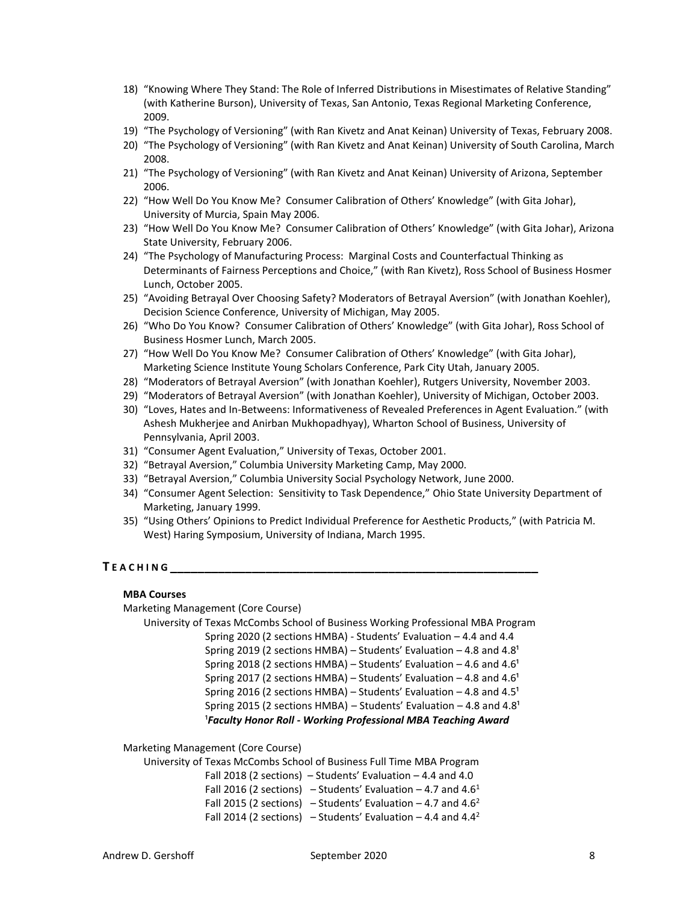18) "Knowing Where They Stand: The Role of Inferred Distributions in Misestimates of Relative Standing" (with Katherine Burson), University of Texas, San Antonio, Texas Regional Marketing Conference, 2009.
19) "The Psychology of Versioning" (with Ran Kivetz and Anat Keinan) University of Texas, February 2008.
20) "The Psychology of Versioning" (with Ran Kivetz and Anat Keinan) University of South Carolina, March 2008.
21) "The Psychology of Versioning" (with Ran Kivetz and Anat Keinan) University of Arizona, September 2006.
22) "How Well Do You Know Me? Consumer Calibration of Others' Knowledge" (with Gita Johar), University of Murcia, Spain May 2006.
23) "How Well Do You Know Me? Consumer Calibration of Others' Knowledge" (with Gita Johar), Arizona State University, February 2006.
24) "The Psychology of Manufacturing Process: Marginal Costs and Counterfactual Thinking as Determinants of Fairness Perceptions and Choice," (with Ran Kivetz), Ross School of Business Hosmer Lunch, October 2005.
25) "Avoiding Betrayal Over Choosing Safety? Moderators of Betrayal Aversion" (with Jonathan Koehler), Decision Science Conference, University of Michigan, May 2005.
26) "Who Do You Know? Consumer Calibration of Others' Knowledge" (with Gita Johar), Ross School of Business Hosmer Lunch, March 2005.
27) "How Well Do You Know Me? Consumer Calibration of Others' Knowledge" (with Gita Johar), Marketing Science Institute Young Scholars Conference, Park City Utah, January 2005.
28) "Moderators of Betrayal Aversion" (with Jonathan Koehler), Rutgers University, November 2003.
29) "Moderators of Betrayal Aversion" (with Jonathan Koehler), University of Michigan, October 2003.
30) "Loves, Hates and In-Betweens: Informativeness of Revealed Preferences in Agent Evaluation." (with Ashesh Mukherjee and Anirban Mukhopadhyay), Wharton School of Business, University of Pennsylvania, April 2003.
31) "Consumer Agent Evaluation," University of Texas, October 2001.
32) "Betrayal Aversion," Columbia University Marketing Camp, May 2000.
33) "Betrayal Aversion," Columbia University Social Psychology Network, June 2000.
34) "Consumer Agent Selection: Sensitivity to Task Dependence," Ohio State University Department of Marketing, January 1999.
35) "Using Others' Opinions to Predict Individual Preference for Aesthetic Products," (with Patricia M. West) Haring Symposium, University of Indiana, March 1995.

## TEACHING

**MBA Courses**

Marketing Management (Core Course)

University of Texas McCombs School of Business Working Professional MBA Program

Spring 2020 (2 sections HMBA) - Students' Evaluation – 4.4 and 4.4
Spring 2019 (2 sections HMBA) – Students' Evaluation – 4.8 and 4.8[1]
Spring 2018 (2 sections HMBA) – Students' Evaluation – 4.6 and 4.6[1]
Spring 2017 (2 sections HMBA) – Students' Evaluation – 4.8 and 4.6[1]
Spring 2016 (2 sections HMBA) – Students' Evaluation – 4.8 and 4.5[1]
Spring 2015 (2 sections HMBA) – Students' Evaluation – 4.8 and 4.8[1]

[1]***Faculty Honor Roll - Working Professional MBA Teaching Award***

Marketing Management (Core Course)

University of Texas McCombs School of Business Full Time MBA Program

Fall 2018 (2 sections) – Students' Evaluation – 4.4 and 4.0
Fall 2016 (2 sections) – Students' Evaluation – 4.7 and 4.6[1]
Fall 2015 (2 sections) – Students' Evaluation – 4.7 and 4.6[2]
Fall 2014 (2 sections) – Students' Evaluation – 4.4 and 4.4[2]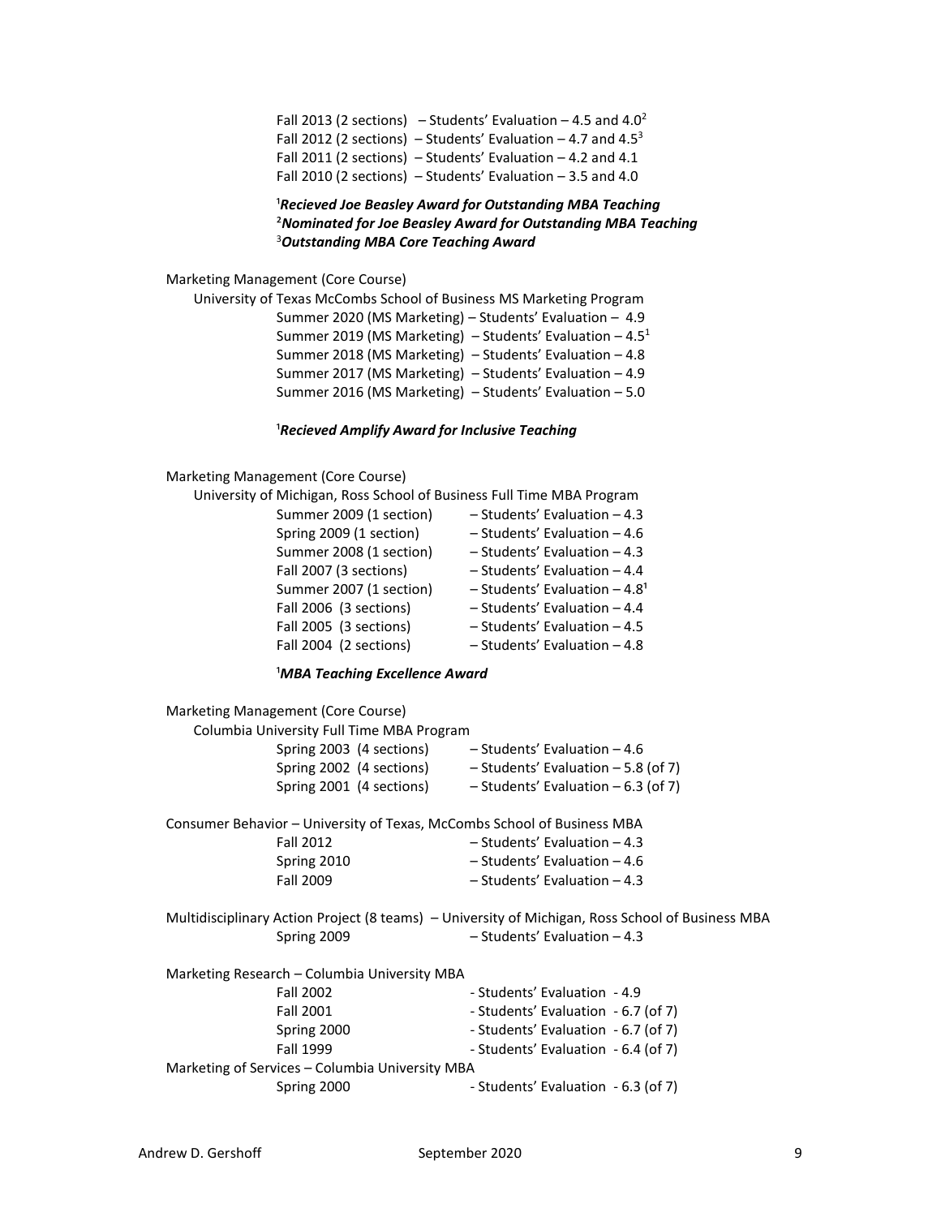Fall 2013 (2 sections) – Students' Evaluation – 4.5 and 4.0[2]
Fall 2012 (2 sections) – Students' Evaluation – 4.7 and 4.5[3]
Fall 2011 (2 sections) – Students' Evaluation – 4.2 and 4.1
Fall 2010 (2 sections) – Students' Evaluation – 3.5 and 4.0

[1]***Recieved Joe Beasley Award for Outstanding MBA Teaching***
[2]***Nominated for Joe Beasley Award for Outstanding MBA Teaching***
[3]***Outstanding MBA Core Teaching Award***

Marketing Management (Core Course)

University of Texas McCombs School of Business MS Marketing Program

Summer 2020 (MS Marketing) – Students' Evaluation – 4.9
Summer 2019 (MS Marketing) – Students' Evaluation – 4.5[1]
Summer 2018 (MS Marketing) – Students' Evaluation – 4.8
Summer 2017 (MS Marketing) – Students' Evaluation – 4.9
Summer 2016 (MS Marketing) – Students' Evaluation – 5.0

[1]***Recieved Amplify Award for Inclusive Teaching***

Marketing Management (Core Course)

University of Michigan, Ross School of Business Full Time MBA Program

| | |
|---|---|
| Summer 2009 (1 section) | – Students' Evaluation – 4.3 |
| Spring 2009 (1 section) | – Students' Evaluation – 4.6 |
| Summer 2008 (1 section) | – Students' Evaluation – 4.3 |
| Fall 2007 (3 sections) | – Students' Evaluation – 4.4 |
| Summer 2007 (1 section) | – Students' Evaluation – 4.8[1] |
| Fall 2006 (3 sections) | – Students' Evaluation – 4.4 |
| Fall 2005 (3 sections) | – Students' Evaluation – 4.5 |
| Fall 2004 (2 sections) | – Students' Evaluation – 4.8 |

[1]***MBA Teaching Excellence Award***

Marketing Management (Core Course)

Columbia University Full Time MBA Program

| | |
|---|---|
| Spring 2003 (4 sections) | – Students' Evaluation – 4.6 |
| Spring 2002 (4 sections) | – Students' Evaluation – 5.8 (of 7) |
| Spring 2001 (4 sections) | – Students' Evaluation – 6.3 (of 7) |

Consumer Behavior – University of Texas, McCombs School of Business MBA

| | |
|---|---|
| Fall 2012 | – Students' Evaluation – 4.3 |
| Spring 2010 | – Students' Evaluation – 4.6 |
| Fall 2009 | – Students' Evaluation – 4.3 |

Multidisciplinary Action Project (8 teams) – University of Michigan, Ross School of Business MBA

| | |
|---|---|
| Spring 2009 | – Students' Evaluation – 4.3 |

Marketing Research – Columbia University MBA

| | |
|---|---|
| Fall 2002 | - Students' Evaluation - 4.9 |
| Fall 2001 | - Students' Evaluation - 6.7 (of 7) |
| Spring 2000 | - Students' Evaluation - 6.7 (of 7) |
| Fall 1999 | - Students' Evaluation - 6.4 (of 7) |

Marketing of Services – Columbia University MBA

| | |
|---|---|
| Spring 2000 | - Students' Evaluation - 6.3 (of 7) |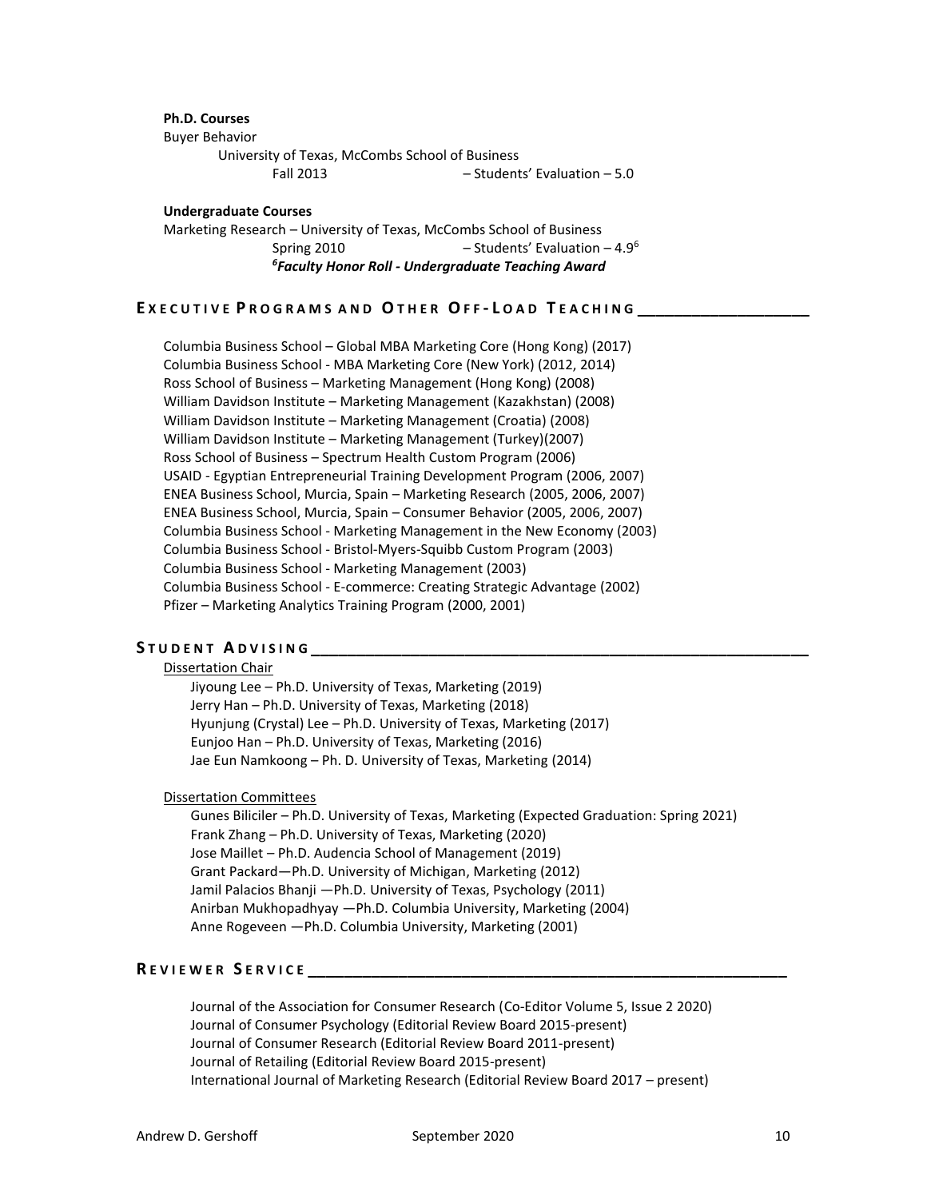**Ph.D. Courses**

Buyer Behavior

University of Texas, McCombs School of Business

Fall 2013 – Students' Evaluation – 5.0

**Undergraduate Courses**

Marketing Research – University of Texas, McCombs School of Business

Spring 2010 – Students' Evaluation – 4.9[6]

***[6]Faculty Honor Roll - Undergraduate Teaching Award***

## EXECUTIVE PROGRAMS AND OTHER OFF-LOAD TEACHING

Columbia Business School – Global MBA Marketing Core (Hong Kong) (2017)
Columbia Business School - MBA Marketing Core (New York) (2012, 2014)
Ross School of Business – Marketing Management (Hong Kong) (2008)
William Davidson Institute – Marketing Management (Kazakhstan) (2008)
William Davidson Institute – Marketing Management (Croatia) (2008)
William Davidson Institute – Marketing Management (Turkey)(2007)
Ross School of Business – Spectrum Health Custom Program (2006)
USAID - Egyptian Entrepreneurial Training Development Program (2006, 2007)
ENEA Business School, Murcia, Spain – Marketing Research (2005, 2006, 2007)
ENEA Business School, Murcia, Spain – Consumer Behavior (2005, 2006, 2007)
Columbia Business School - Marketing Management in the New Economy (2003)
Columbia Business School - Bristol-Myers-Squibb Custom Program (2003)
Columbia Business School - Marketing Management (2003)
Columbia Business School - E-commerce: Creating Strategic Advantage (2002)
Pfizer – Marketing Analytics Training Program (2000, 2001)

## STUDENT ADVISING

Dissertation Chair

Jiyoung Lee – Ph.D. University of Texas, Marketing (2019)
Jerry Han – Ph.D. University of Texas, Marketing (2018)
Hyunjung (Crystal) Lee – Ph.D. University of Texas, Marketing (2017)
Eunjoo Han – Ph.D. University of Texas, Marketing (2016)
Jae Eun Namkoong – Ph. D. University of Texas, Marketing (2014)

Dissertation Committees

Gunes Biliciler – Ph.D. University of Texas, Marketing (Expected Graduation: Spring 2021)
Frank Zhang – Ph.D. University of Texas, Marketing (2020)
Jose Maillet – Ph.D. Audencia School of Management (2019)
Grant Packard—Ph.D. University of Michigan, Marketing (2012)
Jamil Palacios Bhanji —Ph.D. University of Texas, Psychology (2011)
Anirban Mukhopadhyay —Ph.D. Columbia University, Marketing (2004)
Anne Rogeveen —Ph.D. Columbia University, Marketing (2001)

## REVIEWER SERVICE

Journal of the Association for Consumer Research (Co-Editor Volume 5, Issue 2 2020)
Journal of Consumer Psychology (Editorial Review Board 2015-present)
Journal of Consumer Research (Editorial Review Board 2011-present)
Journal of Retailing (Editorial Review Board 2015-present)
International Journal of Marketing Research (Editorial Review Board 2017 – present)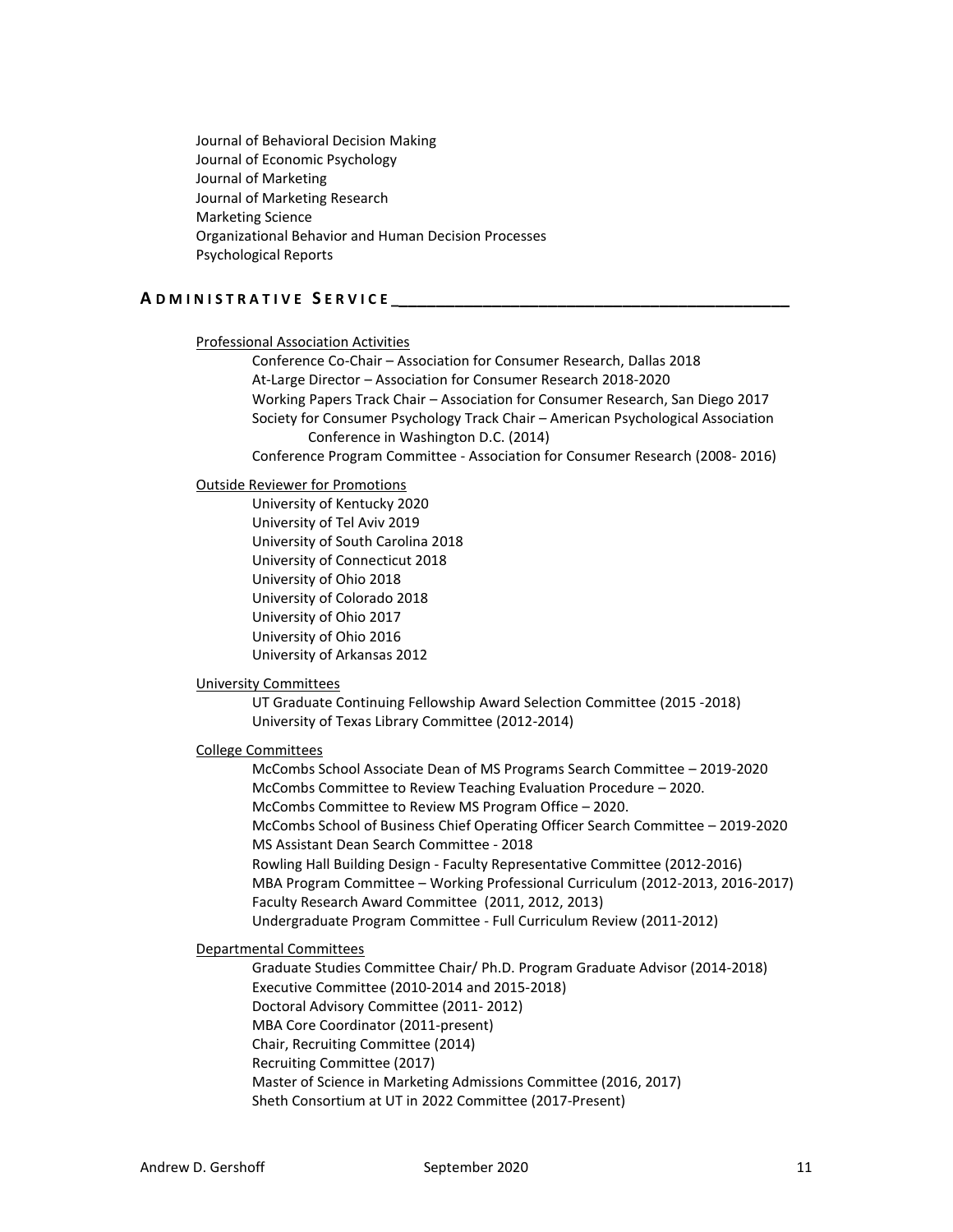Journal of Behavioral Decision Making
Journal of Economic Psychology
Journal of Marketing
Journal of Marketing Research
Marketing Science
Organizational Behavior and Human Decision Processes
Psychological Reports

## ADMINISTRATIVE SERVICE

Professional Association Activities

- Conference Co-Chair – Association for Consumer Research, Dallas 2018
- At-Large Director – Association for Consumer Research 2018-2020
- Working Papers Track Chair – Association for Consumer Research, San Diego 2017
- Society for Consumer Psychology Track Chair – American Psychological Association Conference in Washington D.C. (2014)
- Conference Program Committee - Association for Consumer Research (2008- 2016)

Outside Reviewer for Promotions

- University of Kentucky 2020
- University of Tel Aviv 2019
- University of South Carolina 2018
- University of Connecticut 2018
- University of Ohio 2018
- University of Colorado 2018
- University of Ohio 2017
- University of Ohio 2016
- University of Arkansas 2012

University Committees

- UT Graduate Continuing Fellowship Award Selection Committee (2015 -2018)
- University of Texas Library Committee (2012-2014)

College Committees

- McCombs School Associate Dean of MS Programs Search Committee – 2019-2020
- McCombs Committee to Review Teaching Evaluation Procedure – 2020.
- McCombs Committee to Review MS Program Office – 2020.
- McCombs School of Business Chief Operating Officer Search Committee – 2019-2020
- MS Assistant Dean Search Committee - 2018
- Rowling Hall Building Design - Faculty Representative Committee (2012-2016)
- MBA Program Committee – Working Professional Curriculum (2012-2013, 2016-2017)
- Faculty Research Award Committee (2011, 2012, 2013)
- Undergraduate Program Committee - Full Curriculum Review (2011-2012)

Departmental Committees

- Graduate Studies Committee Chair/ Ph.D. Program Graduate Advisor (2014-2018)
- Executive Committee (2010-2014 and 2015-2018)
- Doctoral Advisory Committee (2011- 2012)
- MBA Core Coordinator (2011-present)
- Chair, Recruiting Committee (2014)
- Recruiting Committee (2017)
- Master of Science in Marketing Admissions Committee (2016, 2017)
- Sheth Consortium at UT in 2022 Committee (2017-Present)